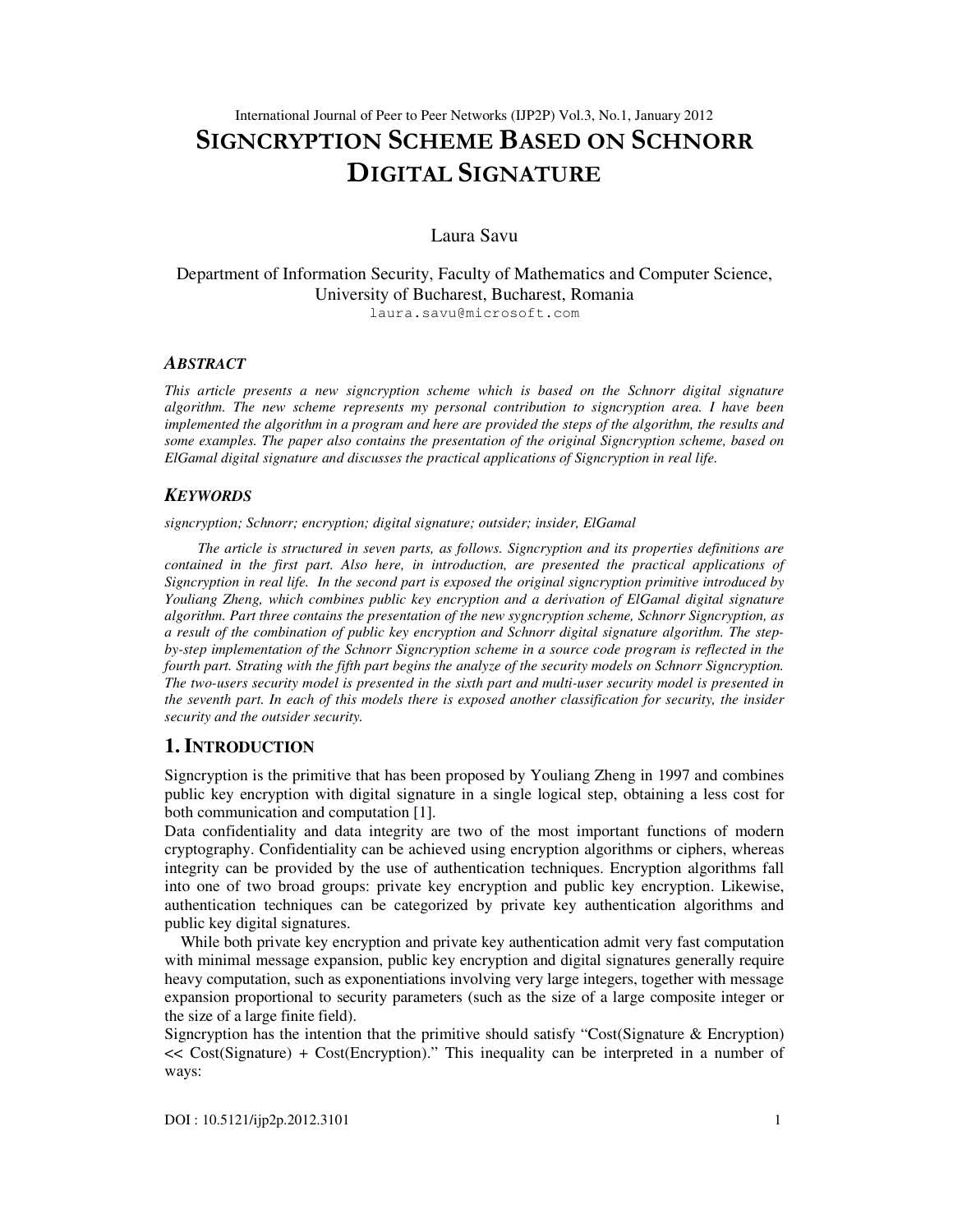# Signcryption Scheme Based on Schnorr Digital Signature

Laura Savu

Department of Information Security, Faculty of Mathematics and Computer Science, University of Bucharest, Bucharest, Romania

laura.savu@microsoft.com

## Abstract

*This article presents a new signcryption scheme which is based on the Schnorr digital signature algorithm. The new scheme represents my personal contribution to signcryption area. I have been implemented the algorithm in a program and here are provided the steps of the algorithm, the results and some examples. The paper also contains the presentation of the original Signcryption scheme, based on ElGamal digital signature and discusses the practical applications of Signcryption in real life.*

## Keywords

*signcryption; Schnorr; encryption; digital signature; outsider; insider, ElGamal*

*The article is structured in seven parts, as follows. Signcryption and its properties definitions are contained in the first part. Also here, in introduction, are presented the practical applications of Signcryption in real life. In the second part is exposed the original signcryption primitive introduced by Youliang Zheng, which combines public key encryption and a derivation of ElGamal digital signature algorithm. Part three contains the presentation of the new sygncryption scheme, Schnorr Signcryption, as a result of the combination of public key encryption and Schnorr digital signature algorithm. The step-by-step implementation of the Schnorr Signcryption scheme in a source code program is reflected in the fourth part. Strating with the fifth part begins the analyze of the security models on Schnorr Signcryption. The two-users security model is presented in the sixth part and multi-user security model is presented in the seventh part. In each of this models there is exposed another classification for security, the insider security and the outsider security.*

## 1. Introduction

Signcryption is the primitive that has been proposed by Youliang Zheng in 1997 and combines public key encryption with digital signature in a single logical step, obtaining a less cost for both communication and computation [1].

Data confidentiality and data integrity are two of the most important functions of modern cryptography. Confidentiality can be achieved using encryption algorithms or ciphers, whereas integrity can be provided by the use of authentication techniques. Encryption algorithms fall into one of two broad groups: private key encryption and public key encryption. Likewise, authentication techniques can be categorized by private key authentication algorithms and public key digital signatures.

While both private key encryption and private key authentication admit very fast computation with minimal message expansion, public key encryption and digital signatures generally require heavy computation, such as exponentiations involving very large integers, together with message expansion proportional to security parameters (such as the size of a large composite integer or the size of a large finite field).

Signcryption has the intention that the primitive should satisfy "Cost(Signature & Encryption) << Cost(Signature) + Cost(Encryption)." This inequality can be interpreted in a number of ways: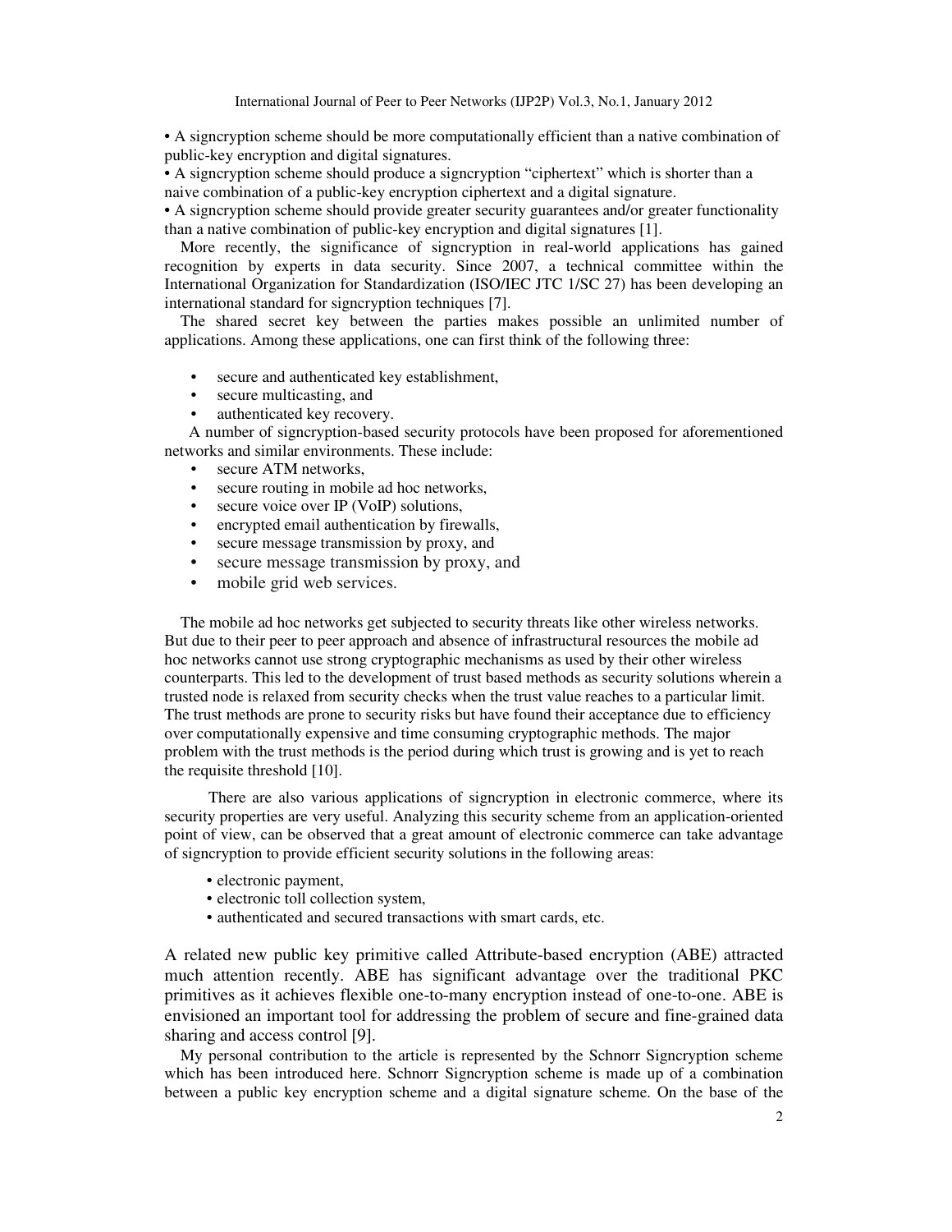• A signcryption scheme should be more computationally efficient than a native combination of public-key encryption and digital signatures.
• A signcryption scheme should produce a signcryption "ciphertext" which is shorter than a naive combination of a public-key encryption ciphertext and a digital signature.
• A signcryption scheme should provide greater security guarantees and/or greater functionality than a native combination of public-key encryption and digital signatures [1].

More recently, the significance of signcryption in real-world applications has gained recognition by experts in data security. Since 2007, a technical committee within the International Organization for Standardization (ISO/IEC JTC 1/SC 27) has been developing an international standard for signcryption techniques [7].

The shared secret key between the parties makes possible an unlimited number of applications. Among these applications, one can first think of the following three:

- secure and authenticated key establishment,
- secure multicasting, and
- authenticated key recovery.

A number of signcryption-based security protocols have been proposed for aforementioned networks and similar environments. These include:

- secure ATM networks,
- secure routing in mobile ad hoc networks,
- secure voice over IP (VoIP) solutions,
- encrypted email authentication by firewalls,
- secure message transmission by proxy, and
- secure message transmission by proxy, and
- mobile grid web services.

The mobile ad hoc networks get subjected to security threats like other wireless networks. But due to their peer to peer approach and absence of infrastructural resources the mobile ad hoc networks cannot use strong cryptographic mechanisms as used by their other wireless counterparts. This led to the development of trust based methods as security solutions wherein a trusted node is relaxed from security checks when the trust value reaches to a particular limit. The trust methods are prone to security risks but have found their acceptance due to efficiency over computationally expensive and time consuming cryptographic methods. The major problem with the trust methods is the period during which trust is growing and is yet to reach the requisite threshold [10].

There are also various applications of signcryption in electronic commerce, where its security properties are very useful. Analyzing this security scheme from an application-oriented point of view, can be observed that a great amount of electronic commerce can take advantage of signcryption to provide efficient security solutions in the following areas:

- electronic payment,
- electronic toll collection system,
- authenticated and secured transactions with smart cards, etc.

A related new public key primitive called Attribute-based encryption (ABE) attracted much attention recently. ABE has significant advantage over the traditional PKC primitives as it achieves flexible one-to-many encryption instead of one-to-one. ABE is envisioned an important tool for addressing the problem of secure and fine-grained data sharing and access control [9].

My personal contribution to the article is represented by the Schnorr Signcryption scheme which has been introduced here. Schnorr Signcryption scheme is made up of a combination between a public key encryption scheme and a digital signature scheme. On the base of the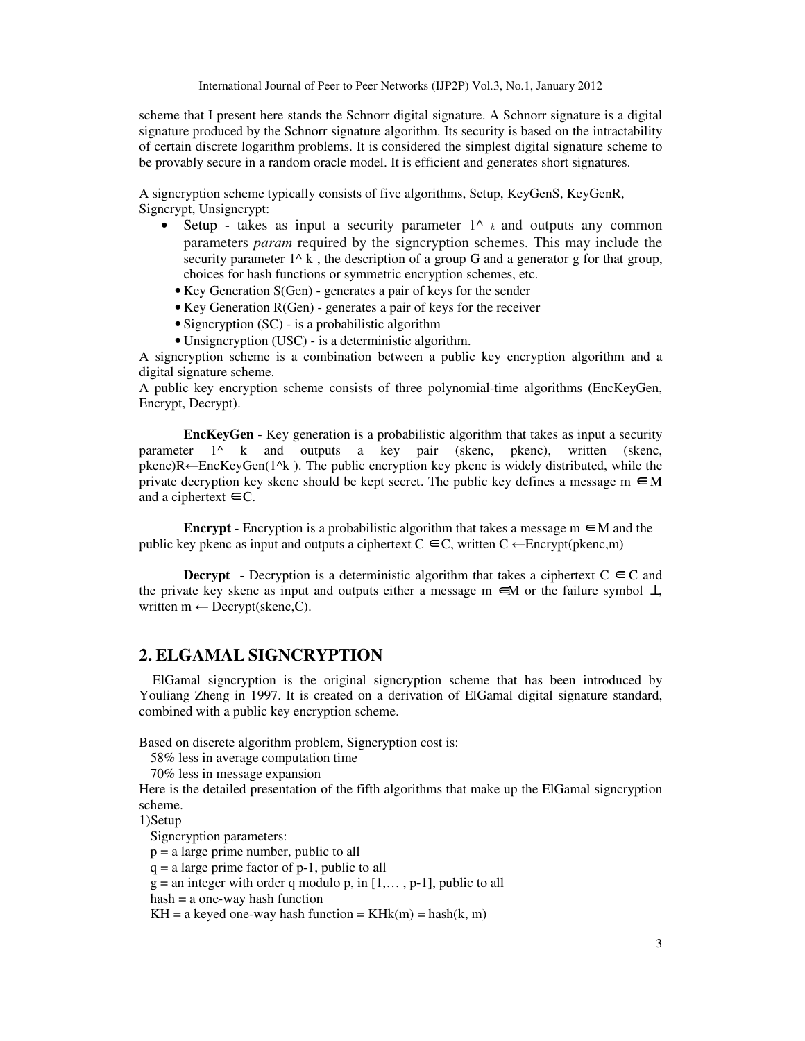scheme that I present here stands the Schnorr digital signature. A Schnorr signature is a digital signature produced by the Schnorr signature algorithm. Its security is based on the intractability of certain discrete logarithm problems. It is considered the simplest digital signature scheme to be provably secure in a random oracle model. It is efficient and generates short signatures.

A signcryption scheme typically consists of five algorithms, Setup, KeyGenS, KeyGenR, Signcrypt, Unsigncrypt:

- Setup - takes as input a security parameter $1^k$ and outputs any common parameters *param* required by the signcryption schemes. This may include the security parameter $1^k$, the description of a group G and a generator g for that group, choices for hash functions or symmetric encryption schemes, etc.
- Key Generation S(Gen) - generates a pair of keys for the sender
- Key Generation R(Gen) - generates a pair of keys for the receiver
- Signcryption (SC) - is a probabilistic algorithm
- Unsigncryption (USC) - is a deterministic algorithm.

A signcryption scheme is a combination between a public key encryption algorithm and a digital signature scheme.

A public key encryption scheme consists of three polynomial-time algorithms (EncKeyGen, Encrypt, Decrypt).

**EncKeyGen** - Key generation is a probabilistic algorithm that takes as input a security parameter $1^k$ and outputs a key pair (skenc, pkenc), written (skenc, pkenc)R←EncKeyGen($1^k$). The public encryption key pkenc is widely distributed, while the private decryption key skenc should be kept secret. The public key defines a message $m \in M$ and a ciphertext $\in C$.

**Encrypt** - Encryption is a probabilistic algorithm that takes a message $m \in M$ and the public key pkenc as input and outputs a ciphertext $C \in C$, written C ←Encrypt(pkenc,m)

**Decrypt** - Decryption is a deterministic algorithm that takes a ciphertext $C \in C$ and the private key skenc as input and outputs either a message $m \in M$ or the failure symbol $\perp$, written m ← Decrypt(skenc,C).

## 2. ELGAMAL SIGNCRYPTION

ElGamal signcryption is the original signcryption scheme that has been introduced by Youliang Zheng in 1997. It is created on a derivation of ElGamal digital signature standard, combined with a public key encryption scheme.

Based on discrete algorithm problem, Signcryption cost is:

58% less in average computation time

70% less in message expansion

Here is the detailed presentation of the fifth algorithms that make up the ElGamal signcryption scheme.

1)Setup

Signcryption parameters:

p = a large prime number, public to all

q = a large prime factor of p-1, public to all

g = an integer with order q modulo p, in [1,… , p-1], public to all

hash = a one-way hash function

KH = a keyed one-way hash function = $KH_k(m)$ = hash(k, m)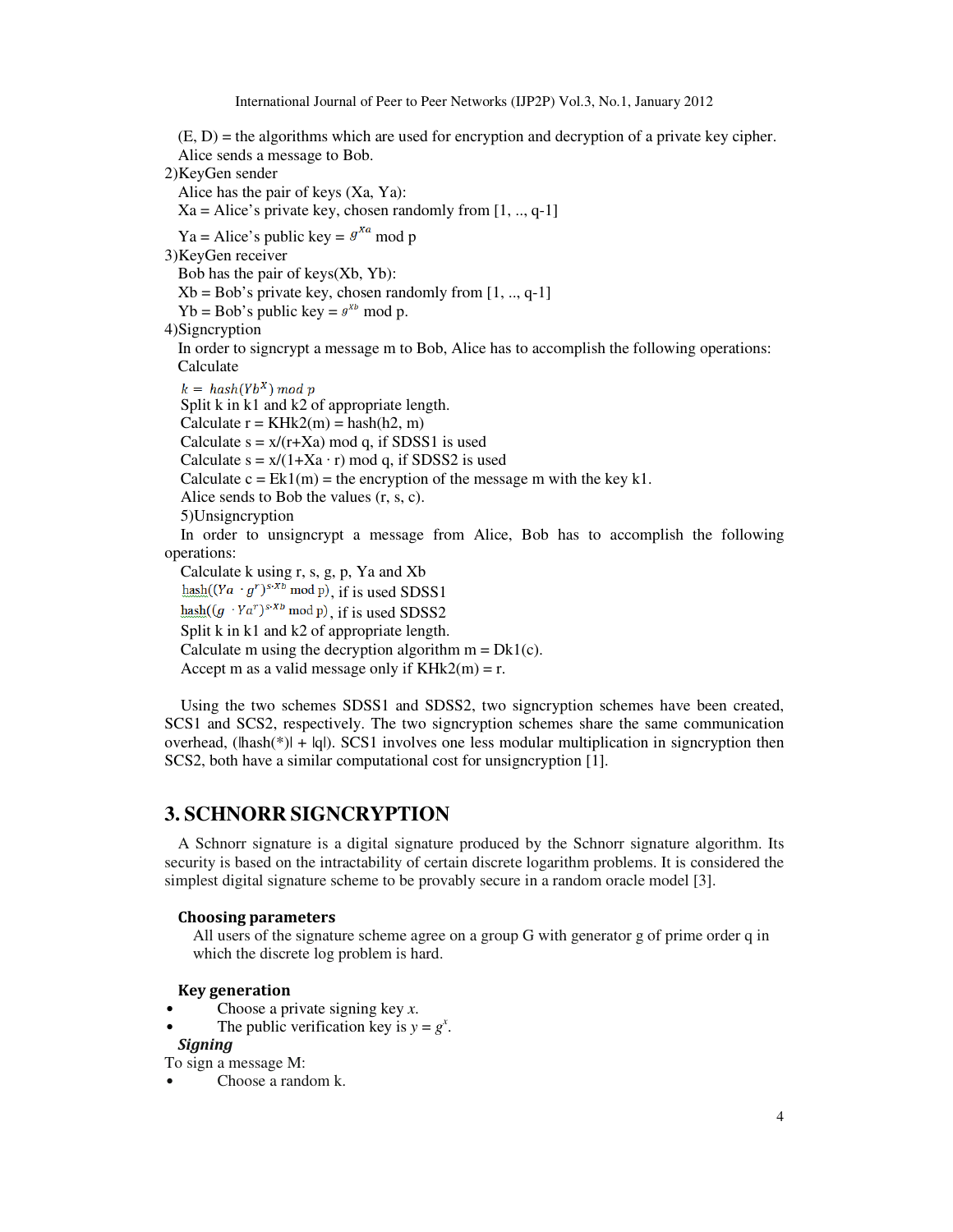(E, D) = the algorithms which are used for encryption and decryption of a private key cipher.
Alice sends a message to Bob.

2)KeyGen sender

Alice has the pair of keys (Xa, Ya):

Xa = Alice's private key, chosen randomly from [1, .., q-1]

Ya = Alice's public key = $g^{Xa}$ mod p

3)KeyGen receiver

Bob has the pair of keys(Xb, Yb):

Xb = Bob's private key, chosen randomly from [1, .., q-1]

Yb = Bob's public key = $g^{Xb}$ mod p.

4)Signcryption

In order to signcrypt a message m to Bob, Alice has to accomplish the following operations:
Calculate

$k = hash(Yb^{X}) \bmod p$

Split k in k1 and k2 of appropriate length.

Calculate r = KHk2(m) = hash(h2, m)

Calculate s = x/(r+Xa) mod q, if SDSS1 is used

Calculate s = x/(1+Xa · r) mod q, if SDSS2 is used

Calculate c = Ek1(m) = the encryption of the message m with the key k1.

Alice sends to Bob the values (r, s, c).

5)Unsigncryption

In order to unsigncrypt a message from Alice, Bob has to accomplish the following operations:

Calculate k using r, s, g, p, Ya and Xb

$\text{hash}((Ya \cdot g^{r})^{s \cdot Xb} \bmod p)$, if is used SDSS1

$\text{hash}((g \cdot Ya^{r})^{s \cdot Xb} \bmod p)$, if is used SDSS2

Split k in k1 and k2 of appropriate length.

Calculate m using the decryption algorithm m = Dk1(c).

Accept m as a valid message only if KHk2(m) = r.

Using the two schemes SDSS1 and SDSS2, two signcryption schemes have been created, SCS1 and SCS2, respectively. The two signcryption schemes share the same communication overhead, (|hash(*)| + |q|). SCS1 involves one less modular multiplication in signcryption then SCS2, both have a similar computational cost for unsigncryption [1].

# 3. SCHNORR SIGNCRYPTION

A Schnorr signature is a digital signature produced by the Schnorr signature algorithm. Its security is based on the intractability of certain discrete logarithm problems. It is considered the simplest digital signature scheme to be provably secure in a random oracle model [3].

### Choosing parameters

All users of the signature scheme agree on a group G with generator g of prime order q in which the discrete log problem is hard.

### Key generation

- Choose a private signing key *x*.
- The public verification key is $y = g^{x}$.

### *Signing*

To sign a message M:

- Choose a random k.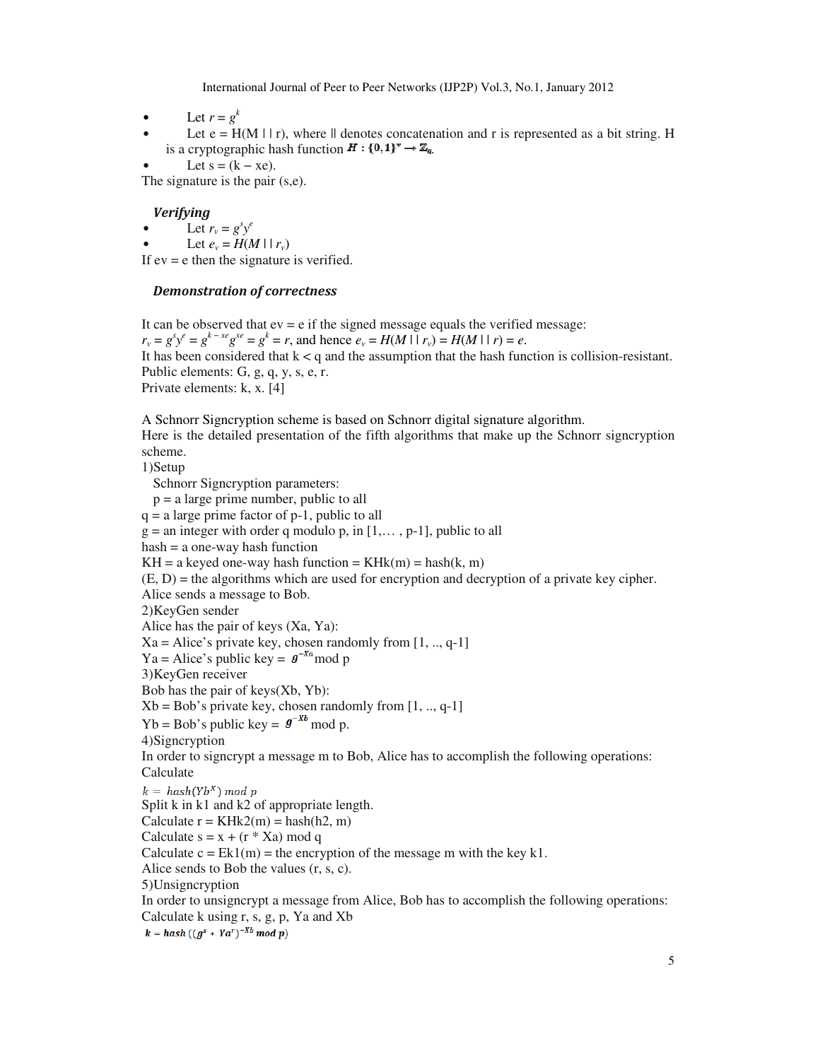- Let $r = g^k$
- Let e = H(M | | r), where || denotes concatenation and r is represented as a bit string. H is a cryptographic hash function $H : \{0,1\}^* \rightarrow \mathbb{Z}_q$.
- Let s = (k − xe).

The signature is the pair (s,e).

### *Verifying*

- Let $r_v = g^s y^e$
- Let $e_v = H(M \mid\mid r_v)$

If ev = e then the signature is verified.

### *Demonstration of correctness*

It can be observed that ev = e if the signed message equals the verified message:
$r_v = g^s y^e = g^{k-xe} g^{xe} = g^k = r$, and hence $e_v = H(M \mid\mid r_v) = H(M \mid\mid r) = e$.
It has been considered that k < q and the assumption that the hash function is collision-resistant.
Public elements: G, g, q, y, s, e, r.
Private elements: k, x. [4]

A Schnorr Signcryption scheme is based on Schnorr digital signature algorithm.
Here is the detailed presentation of the fifth algorithms that make up the Schnorr signcryption scheme.

1)Setup

Schnorr Signcryption parameters:
p = a large prime number, public to all
q = a large prime factor of p-1, public to all
g = an integer with order q modulo p, in [1,… , p-1], public to all
hash = a one-way hash function
KH = a keyed one-way hash function = KHk(m) = hash(k, m)
(E, D) = the algorithms which are used for encryption and decryption of a private key cipher.
Alice sends a message to Bob.

2)KeyGen sender

Alice has the pair of keys (Xa, Ya):
Xa = Alice's private key, chosen randomly from [1, .., q-1]
Ya = Alice's public key = $g^{-Xa}$ mod p

3)KeyGen receiver

Bob has the pair of keys(Xb, Yb):
Xb = Bob's private key, chosen randomly from [1, .., q-1]
Yb = Bob's public key = $g^{-Xb}$ mod p.

4)Signcryption

In order to signcrypt a message m to Bob, Alice has to accomplish the following operations:
Calculate

$k = hash(Yb^X) \bmod p$

Split k in k1 and k2 of appropriate length.
Calculate r = KHk2(m) = hash(h2, m)
Calculate s = x + (r * Xa) mod q
Calculate c = Ek1(m) = the encryption of the message m with the key k1.
Alice sends to Bob the values (r, s, c).

5)Unsigncryption

In order to unsigncrypt a message from Alice, Bob has to accomplish the following operations:
Calculate k using r, s, g, p, Ya and Xb

$k = hash((g^s * Ya^r)^{-Xb} \bmod p)$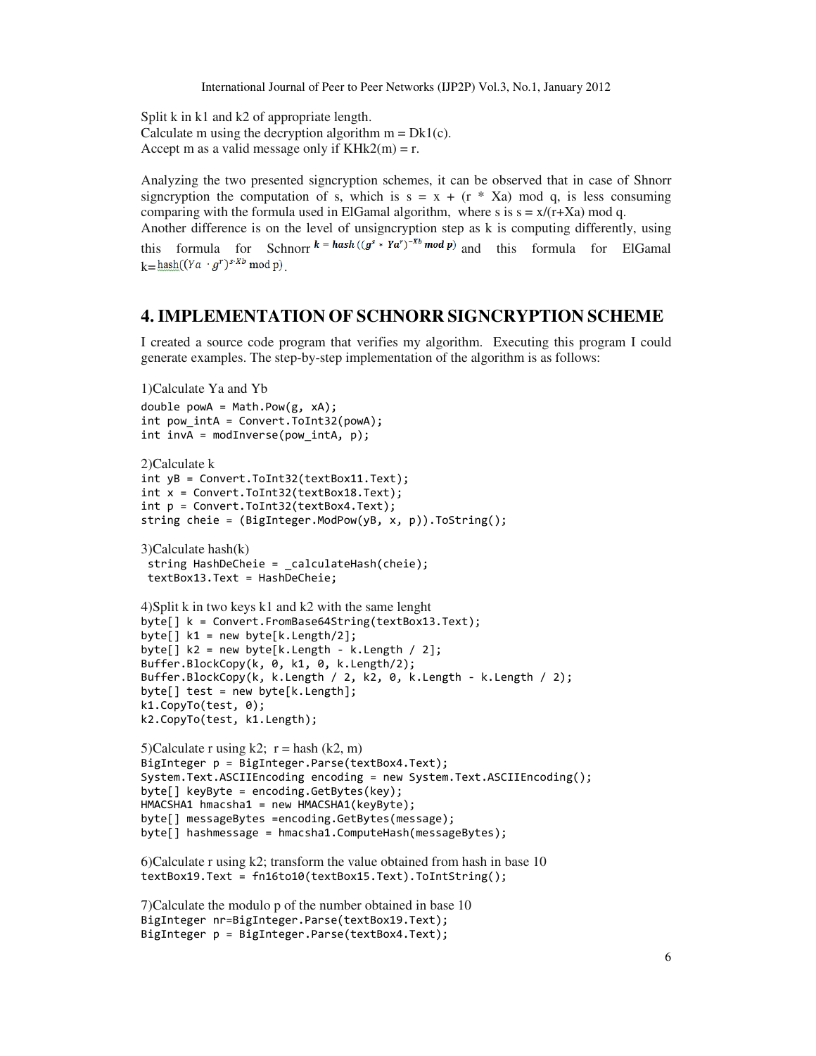Split k in k1 and k2 of appropriate length.
Calculate m using the decryption algorithm m = Dk1(c).
Accept m as a valid message only if KHk2(m) = r.

Analyzing the two presented signcryption schemes, it can be observed that in case of Shnorr signcryption the computation of s, which is s = x + (r * Xa) mod q, is less consuming comparing with the formula used in ElGamal algorithm, where s is s = x/(r+Xa) mod q.
Another difference is on the level of unsigncryption step as k is computing differently, using this formula for Schnorr $k = hash((g^s * Ya^r)^{-Xb} \bmod p)$ and this formula for ElGamal $k = hash((Ya \cdot g^r)^{s \cdot Xb} \bmod p)$.

## 4. IMPLEMENTATION OF SCHNORR SIGNCRYPTION SCHEME

I created a source code program that verifies my algorithm. Executing this program I could generate examples. The step-by-step implementation of the algorithm is as follows:

1)Calculate Ya and Yb

```
double powA = Math.Pow(g, xA);
int pow_intA = Convert.ToInt32(powA);
int invA = modInverse(pow_intA, p);
```

2)Calculate k

```
int yB = Convert.ToInt32(textBox11.Text);
int x = Convert.ToInt32(textBox18.Text);
int p = Convert.ToInt32(textBox4.Text);
string cheie = (BigInteger.ModPow(yB, x, p)).ToString();
```

3)Calculate hash(k)

```
 string HashDeCheie = _calculateHash(cheie);
 textBox13.Text = HashDeCheie;
```

4)Split k in two keys k1 and k2 with the same lenght

```
byte[] k = Convert.FromBase64String(textBox13.Text);
byte[] k1 = new byte[k.Length/2];
byte[] k2 = new byte[k.Length - k.Length / 2];
Buffer.BlockCopy(k, 0, k1, 0, k.Length/2);
Buffer.BlockCopy(k, k.Length / 2, k2, 0, k.Length - k.Length / 2);
byte[] test = new byte[k.Length];
k1.CopyTo(test, 0);
k2.CopyTo(test, k1.Length);
```

5)Calculate r using k2; r = hash (k2, m)

```
BigInteger p = BigInteger.Parse(textBox4.Text);
System.Text.ASCIIEncoding encoding = new System.Text.ASCIIEncoding();
byte[] keyByte = encoding.GetBytes(key);
HMACSHA1 hmacsha1 = new HMACSHA1(keyByte);
byte[] messageBytes =encoding.GetBytes(message);
byte[] hashmessage = hmacsha1.ComputeHash(messageBytes);
```

6)Calculate r using k2; transform the value obtained from hash in base 10

```
textBox19.Text = fn16to10(textBox15.Text).ToIntString();
```

7)Calculate the modulo p of the number obtained in base 10

```
BigInteger nr=BigInteger.Parse(textBox19.Text);
BigInteger p = BigInteger.Parse(textBox4.Text);
```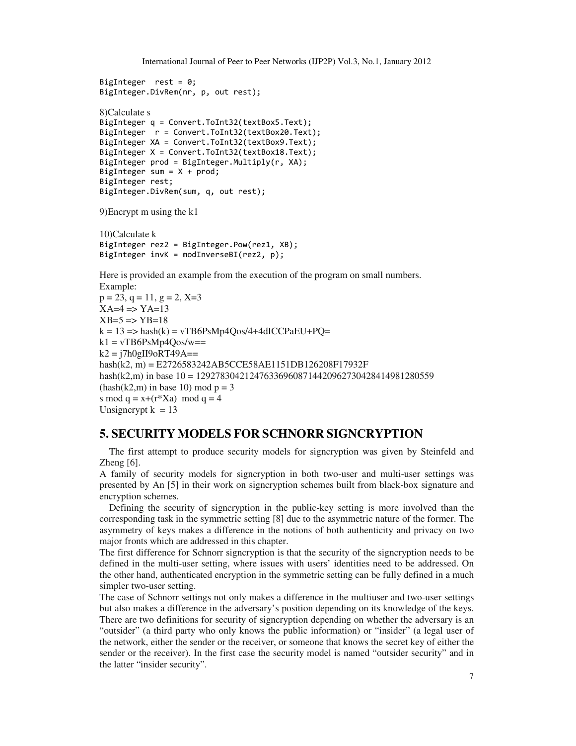```
BigInteger  rest = 0;
BigInteger.DivRem(nr, p, out rest);
```

8)Calculate s

```
BigInteger q = Convert.ToInt32(textBox5.Text);
BigInteger  r = Convert.ToInt32(textBox20.Text);
BigInteger XA = Convert.ToInt32(textBox9.Text);
BigInteger X = Convert.ToInt32(textBox18.Text);
BigInteger prod = BigInteger.Multiply(r, XA);
BigInteger sum = X + prod;
BigInteger rest;
BigInteger.DivRem(sum, q, out rest);
```

9)Encrypt m using the k1

10)Calculate k

```
BigInteger rez2 = BigInteger.Pow(rez1, XB);
BigInteger invK = modInverseBI(rez2, p);
```

Here is provided an example from the execution of the program on small numbers.
Example:
p = 23, q = 11, g = 2, X=3
XA=4 => YA=13
XB=5 => YB=18
k = 13 => hash(k) = vTB6PsMp4Qos/4+4dICCPaEU+PQ=
k1 = vTB6PsMp4Qos/w==
k2 = j7h0gII9oRT49A==
hash(k2, m) = E2726583242AB5CCE58AE1151DB126208F17932F
hash(k2,m) in base 10 = 1292783042124763369608714420962730428414981280559
(hash(k2,m) in base 10) mod p = 3
s mod q = x+(r*Xa)  mod q = 4
Unsigncrypt k  = 13

# 5. SECURITY MODELS FOR SCHNORR SIGNCRYPTION

The first attempt to produce security models for signcryption was given by Steinfeld and Zheng [6].

A family of security models for signcryption in both two-user and multi-user settings was presented by An [5] in their work on signcryption schemes built from black-box signature and encryption schemes.

Defining the security of signcryption in the public-key setting is more involved than the corresponding task in the symmetric setting [8] due to the asymmetric nature of the former. The asymmetry of keys makes a difference in the notions of both authenticity and privacy on two major fronts which are addressed in this chapter.

The first difference for Schnorr signcryption is that the security of the signcryption needs to be defined in the multi-user setting, where issues with users' identities need to be addressed. On the other hand, authenticated encryption in the symmetric setting can be fully defined in a much simpler two-user setting.

The case of Schnorr settings not only makes a difference in the multiuser and two-user settings but also makes a difference in the adversary's position depending on its knowledge of the keys. There are two definitions for security of signcryption depending on whether the adversary is an "outsider" (a third party who only knows the public information) or "insider" (a legal user of the network, either the sender or the receiver, or someone that knows the secret key of either the sender or the receiver). In the first case the security model is named "outsider security" and in the latter "insider security".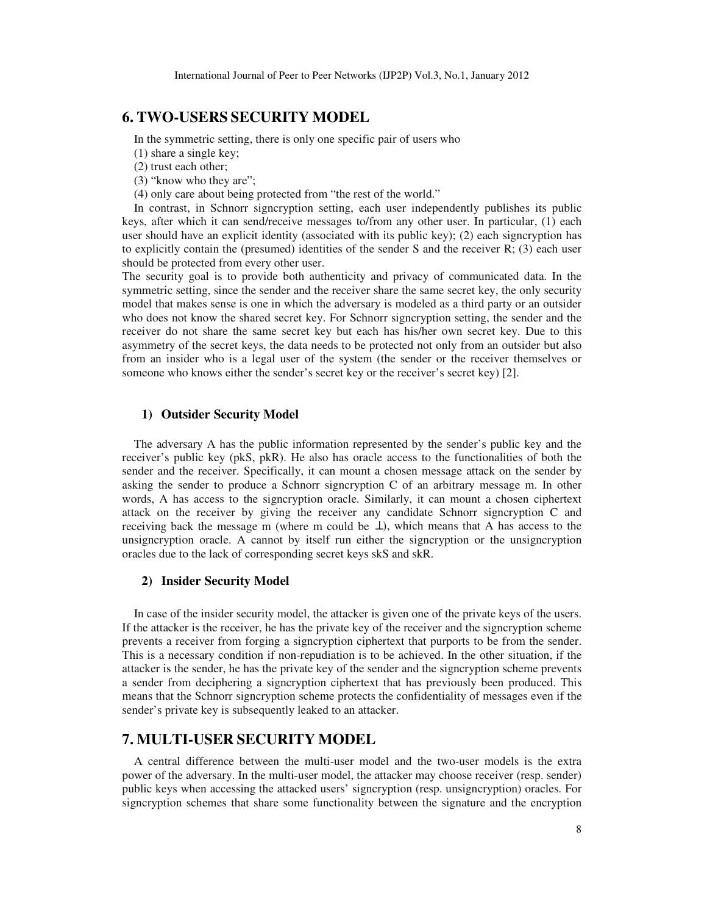## 6. TWO-USERS SECURITY MODEL

In the symmetric setting, there is only one specific pair of users who

(1) share a single key;

(2) trust each other;

(3) "know who they are";

(4) only care about being protected from "the rest of the world."

In contrast, in Schnorr signcryption setting, each user independently publishes its public keys, after which it can send/receive messages to/from any other user. In particular, (1) each user should have an explicit identity (associated with its public key); (2) each signcryption has to explicitly contain the (presumed) identities of the sender S and the receiver R; (3) each user should be protected from every other user.

The security goal is to provide both authenticity and privacy of communicated data. In the symmetric setting, since the sender and the receiver share the same secret key, the only security model that makes sense is one in which the adversary is modeled as a third party or an outsider who does not know the shared secret key. For Schnorr signcryption setting, the sender and the receiver do not share the same secret key but each has his/her own secret key. Due to this asymmetry of the secret keys, the data needs to be protected not only from an outsider but also from an insider who is a legal user of the system (the sender or the receiver themselves or someone who knows either the sender's secret key or the receiver's secret key) [2].

### 1) Outsider Security Model

The adversary A has the public information represented by the sender's public key and the receiver's public key (pkS, pkR). He also has oracle access to the functionalities of both the sender and the receiver. Specifically, it can mount a chosen message attack on the sender by asking the sender to produce a Schnorr signcryption C of an arbitrary message m. In other words, A has access to the signcryption oracle. Similarly, it can mount a chosen ciphertext attack on the receiver by giving the receiver any candidate Schnorr signcryption C and receiving back the message m (where m could be $\perp$), which means that A has access to the unsigncryption oracle. A cannot by itself run either the signcryption or the unsigncryption oracles due to the lack of corresponding secret keys skS and skR.

### 2) Insider Security Model

In case of the insider security model, the attacker is given one of the private keys of the users. If the attacker is the receiver, he has the private key of the receiver and the signcryption scheme prevents a receiver from forging a signcryption ciphertext that purports to be from the sender. This is a necessary condition if non-repudiation is to be achieved. In the other situation, if the attacker is the sender, he has the private key of the sender and the signcryption scheme prevents a sender from deciphering a signcryption ciphertext that has previously been produced. This means that the Schnorr signcryption scheme protects the confidentiality of messages even if the sender's private key is subsequently leaked to an attacker.

## 7. MULTI-USER SECURITY MODEL

A central difference between the multi-user model and the two-user models is the extra power of the adversary. In the multi-user model, the attacker may choose receiver (resp. sender) public keys when accessing the attacked users' signcryption (resp. unsigncryption) oracles. For signcryption schemes that share some functionality between the signature and the encryption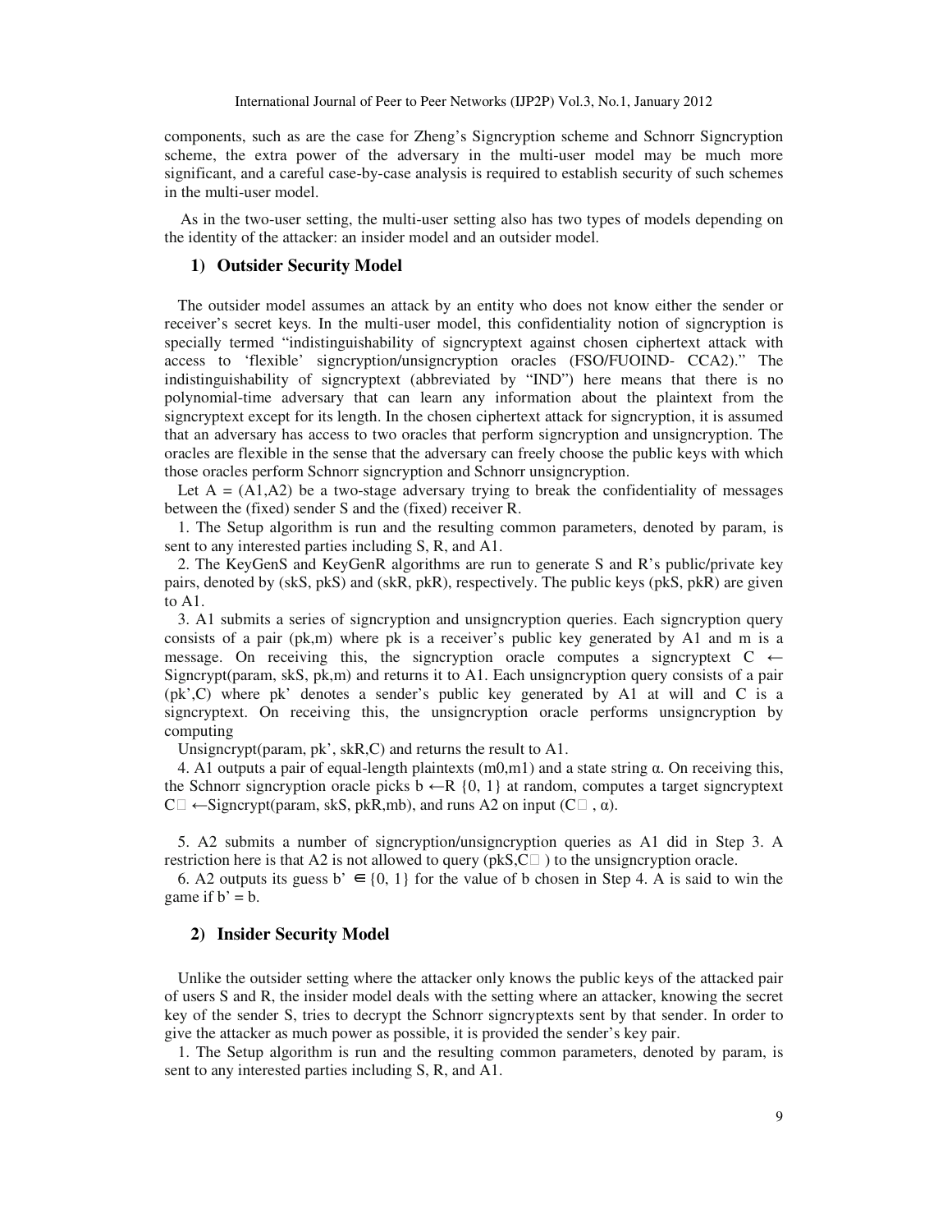components, such as are the case for Zheng's Signcryption scheme and Schnorr Signcryption scheme, the extra power of the adversary in the multi-user model may be much more significant, and a careful case-by-case analysis is required to establish security of such schemes in the multi-user model.

As in the two-user setting, the multi-user setting also has two types of models depending on the identity of the attacker: an insider model and an outsider model.

### 1) Outsider Security Model

The outsider model assumes an attack by an entity who does not know either the sender or receiver's secret keys. In the multi-user model, this confidentiality notion of signcryption is specially termed "indistinguishability of signcryptext against chosen ciphertext attack with access to 'flexible' signcryption/unsigncryption oracles (FSO/FUOIND- CCA2)." The indistinguishability of signcryptext (abbreviated by "IND") here means that there is no polynomial-time adversary that can learn any information about the plaintext from the signcryptext except for its length. In the chosen ciphertext attack for signcryption, it is assumed that an adversary has access to two oracles that perform signcryption and unsigncryption. The oracles are flexible in the sense that the adversary can freely choose the public keys with which those oracles perform Schnorr signcryption and Schnorr unsigncryption.

Let A = (A1,A2) be a two-stage adversary trying to break the confidentiality of messages between the (fixed) sender S and the (fixed) receiver R.

1. The Setup algorithm is run and the resulting common parameters, denoted by param, is sent to any interested parties including S, R, and A1.

2. The KeyGenS and KeyGenR algorithms are run to generate S and R's public/private key pairs, denoted by (skS, pkS) and (skR, pkR), respectively. The public keys (pkS, pkR) are given to A1.

3. A1 submits a series of signcryption and unsigncryption queries. Each signcryption query consists of a pair (pk,m) where pk is a receiver's public key generated by A1 and m is a message. On receiving this, the signcryption oracle computes a signcryptext C ← Signcrypt(param, skS, pk,m) and returns it to A1. Each unsigncryption query consists of a pair (pk',C) where pk' denotes a sender's public key generated by A1 at will and C is a signcryptext. On receiving this, the unsigncryption oracle performs unsigncryption by computing

Unsigncrypt(param, pk', skR,C) and returns the result to A1.

4. A1 outputs a pair of equal-length plaintexts (m0,m1) and a state string α. On receiving this, the Schnorr signcryption oracle picks b ←R {0, 1} at random, computes a target signcryptext C□ ←Signcrypt(param, skS, pkR,mb), and runs A2 on input (C□ , α).

5. A2 submits a number of signcryption/unsigncryption queries as A1 did in Step 3. A restriction here is that A2 is not allowed to query (pkS,C□ ) to the unsigncryption oracle.

6. A2 outputs its guess b' ∈ {0, 1} for the value of b chosen in Step 4. A is said to win the game if b' = b.

### 2) Insider Security Model

Unlike the outsider setting where the attacker only knows the public keys of the attacked pair of users S and R, the insider model deals with the setting where an attacker, knowing the secret key of the sender S, tries to decrypt the Schnorr signcryptexts sent by that sender. In order to give the attacker as much power as possible, it is provided the sender's key pair.

1. The Setup algorithm is run and the resulting common parameters, denoted by param, is sent to any interested parties including S, R, and A1.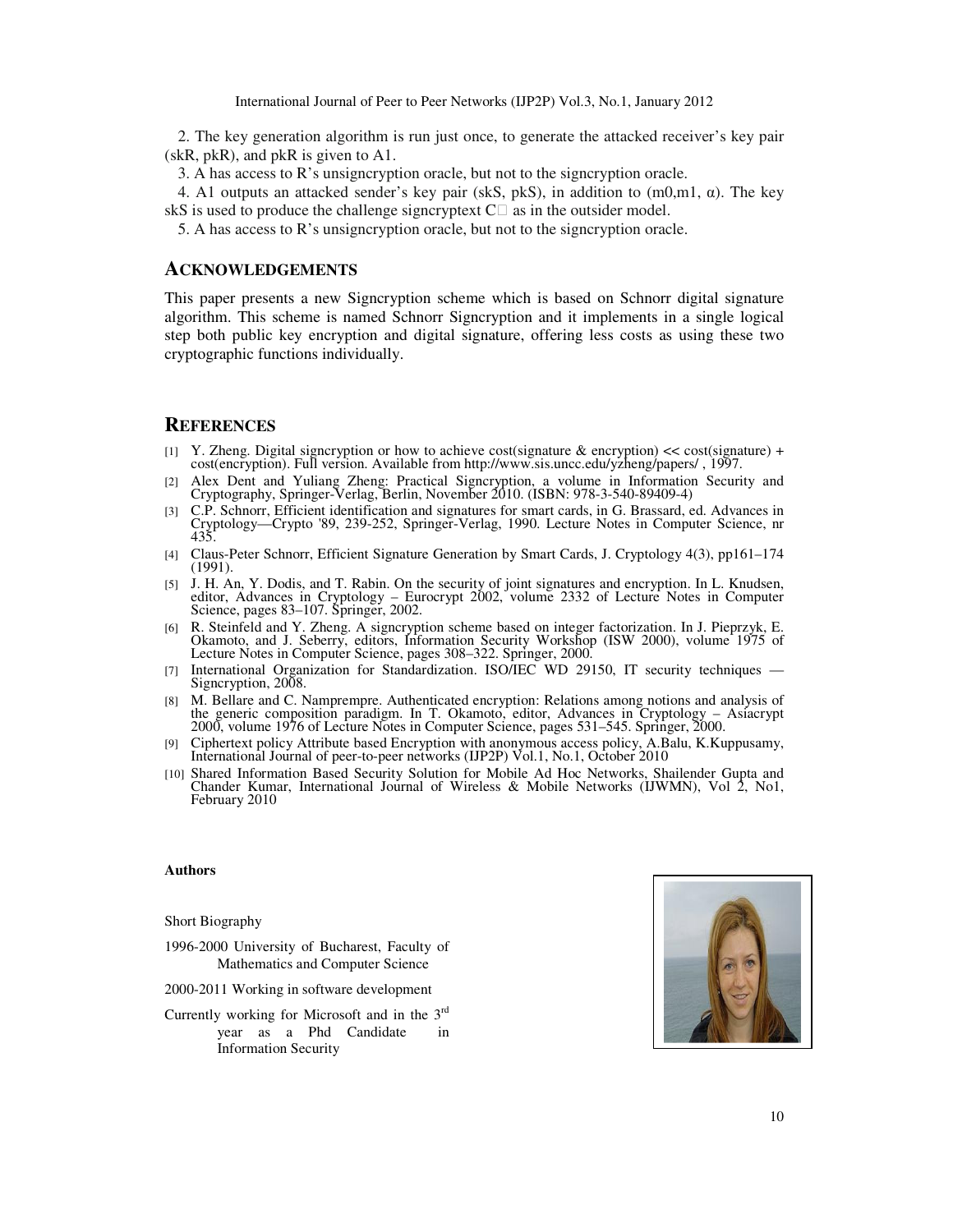2. The key generation algorithm is run just once, to generate the attacked receiver's key pair (skR, pkR), and pkR is given to A1.

3. A has access to R's unsigncryption oracle, but not to the signcryption oracle.

4. A1 outputs an attacked sender's key pair (skS, pkS), in addition to (m0,m1, α). The key skS is used to produce the challenge signcryptext C□ as in the outsider model.

5. A has access to R's unsigncryption oracle, but not to the signcryption oracle.

## ACKNOWLEDGEMENTS

This paper presents a new Signcryption scheme which is based on Schnorr digital signature algorithm. This scheme is named Schnorr Signcryption and it implements in a single logical step both public key encryption and digital signature, offering less costs as using these two cryptographic functions individually.

## REFERENCES

[1] Y. Zheng. Digital signcryption or how to achieve cost(signature & encryption) << cost(signature) + cost(encryption). Full version. Available from http://www.sis.uncc.edu/yzheng/papers/ , 1997.

[2] Alex Dent and Yuliang Zheng: Practical Signcryption, a volume in Information Security and Cryptography, Springer-Verlag, Berlin, November 2010. (ISBN: 978-3-540-89409-4)

[3] C.P. Schnorr, Efficient identification and signatures for smart cards, in G. Brassard, ed. Advances in Cryptology—Crypto '89, 239-252, Springer-Verlag, 1990. Lecture Notes in Computer Science, nr 435.

[4] Claus-Peter Schnorr, Efficient Signature Generation by Smart Cards, J. Cryptology 4(3), pp161–174 (1991).

[5] J. H. An, Y. Dodis, and T. Rabin. On the security of joint signatures and encryption. In L. Knudsen, editor, Advances in Cryptology – Eurocrypt 2002, volume 2332 of Lecture Notes in Computer Science, pages 83–107. Springer, 2002.

[6] R. Steinfeld and Y. Zheng. A signcryption scheme based on integer factorization. In J. Pieprzyk, E. Okamoto, and J. Seberry, editors, Information Security Workshop (ISW 2000), volume 1975 of Lecture Notes in Computer Science, pages 308–322. Springer, 2000.

[7] International Organization for Standardization. ISO/IEC WD 29150, IT security techniques — Signcryption, 2008.

[8] M. Bellare and C. Namprempre. Authenticated encryption: Relations among notions and analysis of the generic composition paradigm. In T. Okamoto, editor, Advances in Cryptology – Asiacrypt 2000, volume 1976 of Lecture Notes in Computer Science, pages 531–545. Springer, 2000.

[9] Ciphertext policy Attribute based Encryption with anonymous access policy, A.Balu, K.Kuppusamy, International Journal of peer-to-peer networks (IJP2P) Vol.1, No.1, October 2010

[10] Shared Information Based Security Solution for Mobile Ad Hoc Networks, Shailender Gupta and Chander Kumar, International Journal of Wireless & Mobile Networks (IJWMN), Vol 2, No1, February 2010

#### Authors

Short Biography

1996-2000 University of Bucharest, Faculty of Mathematics and Computer Science

2000-2011 Working in software development

Currently working for Microsoft and in the 3rd year as a Phd Candidate in Information Security